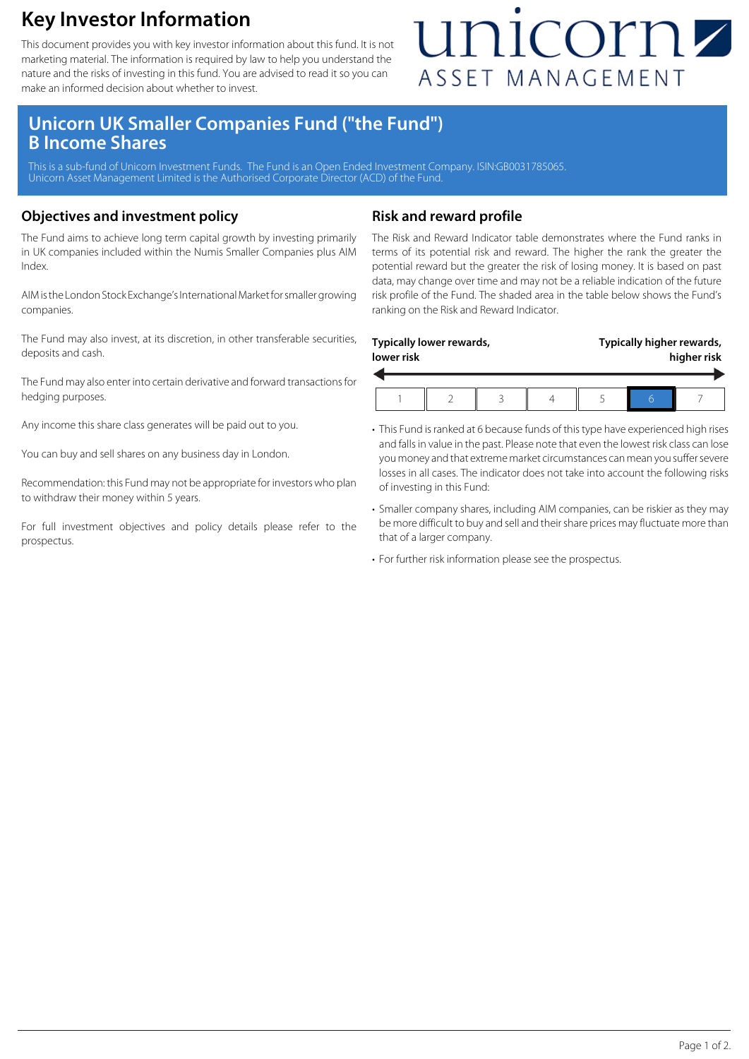# Key Investor Information

This document provides you with key investor information about this fund. It is not marketing material. The information is required by law to help you understand the nature and the risks of investing in this fund. You are advised to read it so you can make an informed decision about whether to invest.

unicorn ASSET MANAGEMENT

## Unicorn UK Smaller Companies Fund ("the Fund") B Income Shares

This is a sub-fund of Unicorn Investment Funds. The Fund is an Open Ended Investment Company. ISIN:GB0031785065.
Unicorn Asset Management Limited is the Authorised Corporate Director (ACD) of the Fund.

## Objectives and investment policy

The Fund aims to achieve long term capital growth by investing primarily in UK companies included within the Numis Smaller Companies plus AIM Index.

AIM is the London Stock Exchange's International Market for smaller growing companies.

The Fund may also invest, at its discretion, in other transferable securities, deposits and cash.

The Fund may also enter into certain derivative and forward transactions for hedging purposes.

Any income this share class generates will be paid out to you.

You can buy and sell shares on any business day in London.

Recommendation: this Fund may not be appropriate for investors who plan to withdraw their money within 5 years.

For full investment objectives and policy details please refer to the prospectus.

## Risk and reward profile

The Risk and Reward Indicator table demonstrates where the Fund ranks in terms of its potential risk and reward. The higher the rank the greater the potential reward but the greater the risk of losing money. It is based on past data, may change over time and may not be a reliable indication of the future risk profile of the Fund. The shaded area in the table below shows the Fund's ranking on the Risk and Reward Indicator.

**Typically lower rewards, lower risk** ← → **Typically higher rewards, higher risk**

| 1 | 2 | 3 | 4 | 5 | **6** | 7 |
|---|---|---|---|---|---|---|

- This Fund is ranked at 6 because funds of this type have experienced high rises and falls in value in the past. Please note that even the lowest risk class can lose you money and that extreme market circumstances can mean you suffer severe losses in all cases. The indicator does not take into account the following risks of investing in this Fund:
- Smaller company shares, including AIM companies, can be riskier as they may be more difficult to buy and sell and their share prices may fluctuate more than that of a larger company.
- For further risk information please see the prospectus.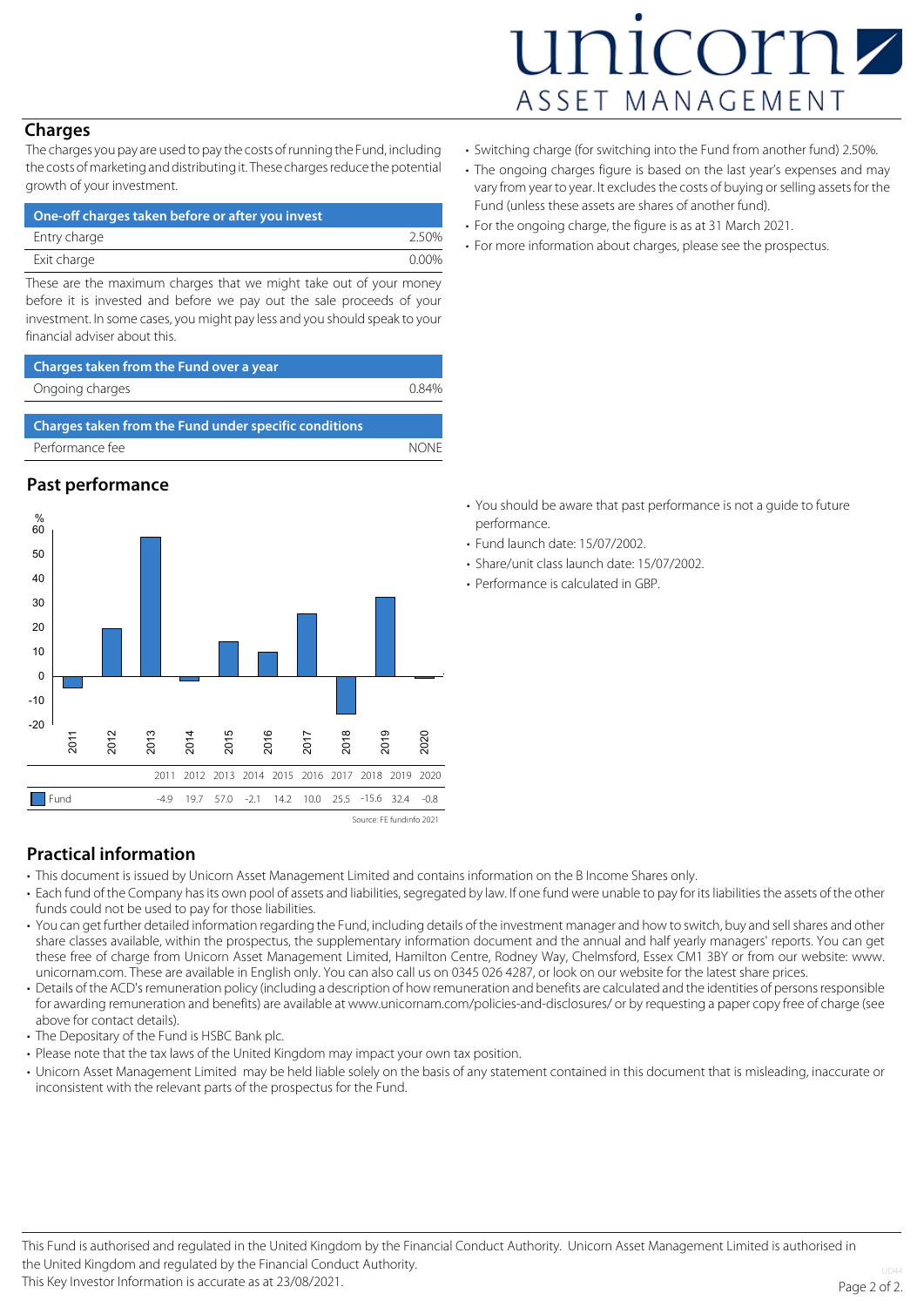## Charges

The charges you pay are used to pay the costs of running the Fund, including the costs of marketing and distributing it. These charges reduce the potential growth of your investment.

| One-off charges taken before or after you invest | |
|---|---|
| Entry charge | 2.50% |
| Exit charge | 0.00% |

These are the maximum charges that we might take out of your money before it is invested and before we pay out the sale proceeds of your investment. In some cases, you might pay less and you should speak to your financial adviser about this.

| Charges taken from the Fund over a year | |
|---|---|
| Ongoing charges | 0.84% |

| Charges taken from the Fund under specific conditions | |
|---|---|
| Performance fee | NONE |

- Switching charge (for switching into the Fund from another fund) 2.50%.
- The ongoing charges figure is based on the last year's expenses and may vary from year to year. It excludes the costs of buying or selling assets for the Fund (unless these assets are shares of another fund).
- For the ongoing charge, the figure is as at 31 March 2021.
- For more information about charges, please see the prospectus.

## Past performance

%
60
50
40
30
20
10
0
-10
-20

2011 2012 2013 2014 2015 2016 2017 2018 2019 2020

| | 2011 | 2012 | 2013 | 2014 | 2015 | 2016 | 2017 | 2018 | 2019 | 2020 |
|---|---|---|---|---|---|---|---|---|---|---|
| Fund | -4.9 | 19.7 | 57.0 | -2.1 | 14.2 | 10.0 | 25.5 | -15.6 | 32.4 | -0.8 |

Source: FE fundinfo 2021

- You should be aware that past performance is not a guide to future performance.
- Fund launch date: 15/07/2002.
- Share/unit class launch date: 15/07/2002.
- Performance is calculated in GBP.

## Practical information

- This document is issued by Unicorn Asset Management Limited and contains information on the B Income Shares only.
- Each fund of the Company has its own pool of assets and liabilities, segregated by law. If one fund were unable to pay for its liabilities the assets of the other funds could not be used to pay for those liabilities.
- You can get further detailed information regarding the Fund, including details of the investment manager and how to switch, buy and sell shares and other share classes available, within the prospectus, the supplementary information document and the annual and half yearly managers' reports. You can get these free of charge from Unicorn Asset Management Limited, Hamilton Centre, Rodney Way, Chelmsford, Essex CM1 3BY or from our website: www.unicornam.com. These are available in English only. You can also call us on 0345 026 4287, or look on our website for the latest share prices.
- Details of the ACD's remuneration policy (including a description of how remuneration and benefits are calculated and the identities of persons responsible for awarding remuneration and benefits) are available at www.unicornam.com/policies-and-disclosures/ or by requesting a paper copy free of charge (see above for contact details).
- The Depositary of the Fund is HSBC Bank plc.
- Please note that the tax laws of the United Kingdom may impact your own tax position.
- Unicorn Asset Management Limited may be held liable solely on the basis of any statement contained in this document that is misleading, inaccurate or inconsistent with the relevant parts of the prospectus for the Fund.

This Fund is authorised and regulated in the United Kingdom by the Financial Conduct Authority. Unicorn Asset Management Limited is authorised in the United Kingdom and regulated by the Financial Conduct Authority.
This Key Investor Information is accurate as at 23/08/2021.